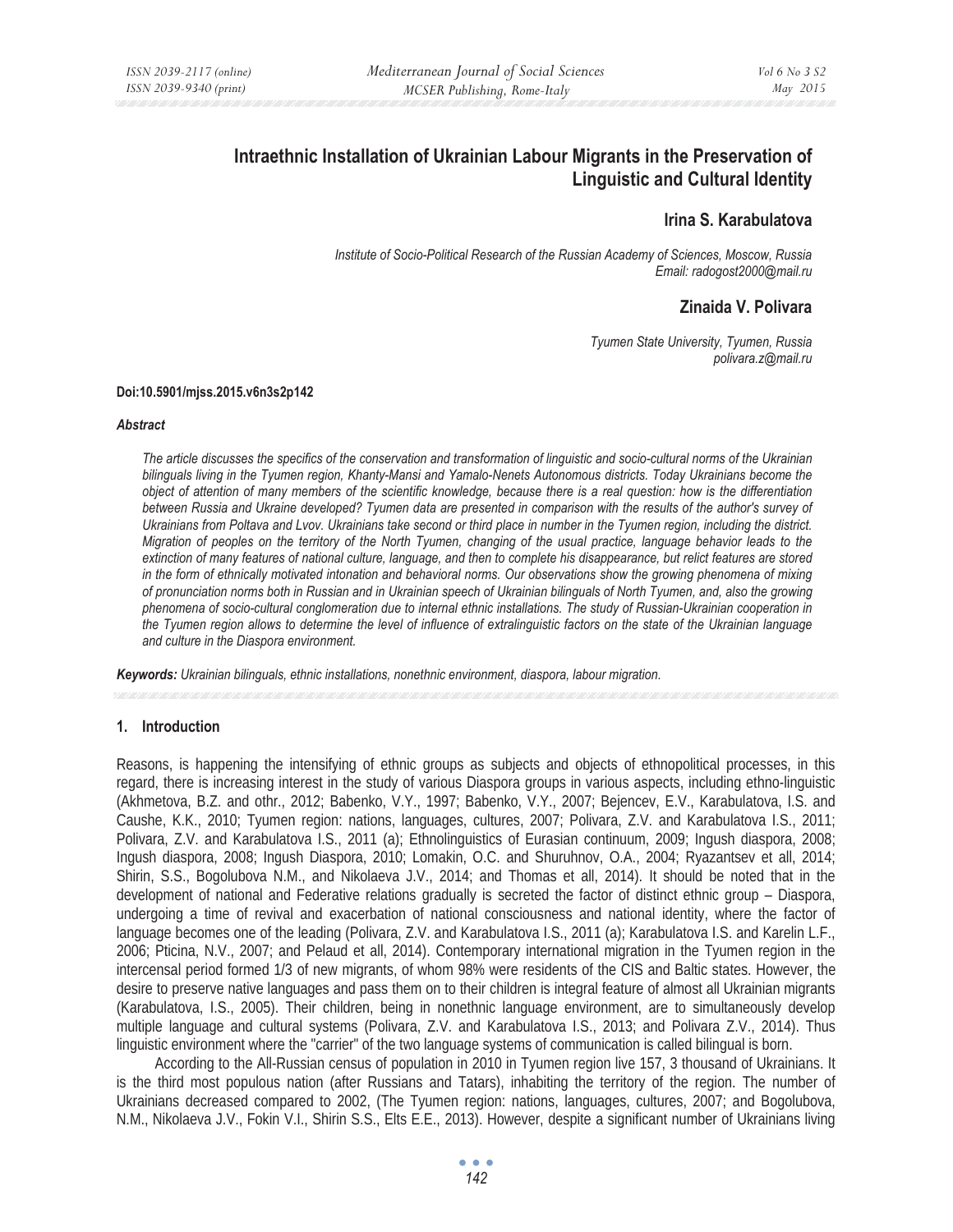# Intraethnic Installation of Ukrainian Labour Migrants in the Preservation of Linguistic and Cultural Identity

**Irina S. Karabulatova**

*Institute of Socio-Political Research of the Russian Academy of Sciences, Moscow, Russia*
*Email: radogost2000@mail.ru*

**Zinaida V. Polivara**

*Tyumen State University, Tyumen, Russia*
*polivara.z@mail.ru*

**Doi:10.5901/mjss.2015.v6n3s2p142**

***Abstract***

*The article discusses the specifics of the conservation and transformation of linguistic and socio-cultural norms of the Ukrainian bilinguals living in the Tyumen region, Khanty-Mansi and Yamalo-Nenets Autonomous districts. Today Ukrainians become the object of attention of many members of the scientific knowledge, because there is a real question: how is the differentiation between Russia and Ukraine developed? Tyumen data are presented in comparison with the results of the author's survey of Ukrainians from Poltava and Lvov. Ukrainians take second or third place in number in the Tyumen region, including the district. Migration of peoples on the territory of the North Tyumen, changing of the usual practice, language behavior leads to the extinction of many features of national culture, language, and then to complete his disappearance, but relict features are stored in the form of ethnically motivated intonation and behavioral norms. Our observations show the growing phenomena of mixing of pronunciation norms both in Russian and in Ukrainian speech of Ukrainian bilinguals of North Tyumen, and, also the growing phenomena of socio-cultural conglomeration due to internal ethnic installations. The study of Russian-Ukrainian cooperation in the Tyumen region allows to determine the level of influence of extralinguistic factors on the state of the Ukrainian language and culture in the Diaspora environment.*

***Keywords:*** *Ukrainian bilinguals, ethnic installations, nonethnic environment, diaspora, labour migration.*

## 1. Introduction

Reasons, is happening the intensifying of ethnic groups as subjects and objects of ethnopolitical processes, in this regard, there is increasing interest in the study of various Diaspora groups in various aspects, including ethno-linguistic (Akhmetova, B.Z. and othr., 2012; Babenko, V.Y., 1997; Babenko, V.Y., 2007; Bejencev, E.V., Karabulatova, I.S. and Caushe, K.K., 2010; Tyumen region: nations, languages, cultures, 2007; Polivara, Z.V. and Karabulatova I.S., 2011; Polivara, Z.V. and Karabulatova I.S., 2011 (a); Ethnolinguistics of Eurasian continuum, 2009; Ingush diaspora, 2008; Ingush diaspora, 2008; Ingush Diaspora, 2010; Lomakin, O.C. and Shuruhnov, O.A., 2004; Ryazantsev et all, 2014; Shirin, S.S., Bogolubova N.M., and Nikolaeva J.V., 2014; and Thomas et all, 2014). It should be noted that in the development of national and Federative relations gradually is secreted the factor of distinct ethnic group – Diaspora, undergoing a time of revival and exacerbation of national consciousness and national identity, where the factor of language becomes one of the leading (Polivara, Z.V. and Karabulatova I.S., 2011 (a); Karabulatova I.S. and Karelin L.F., 2006; Pticina, N.V., 2007; and Pelaud et all, 2014). Contemporary international migration in the Tyumen region in the intercensal period formed 1/3 of new migrants, of whom 98% were residents of the CIS and Baltic states. However, the desire to preserve native languages and pass them on to their children is integral feature of almost all Ukrainian migrants (Karabulatova, I.S., 2005). Their children, being in nonethnic language environment, are to simultaneously develop multiple language and cultural systems (Polivara, Z.V. and Karabulatova I.S., 2013; and Polivara Z.V., 2014). Thus linguistic environment where the "carrier" of the two language systems of communication is called bilingual is born.

According to the All-Russian census of population in 2010 in Tyumen region live 157, 3 thousand of Ukrainians. It is the third most populous nation (after Russians and Tatars), inhabiting the territory of the region. The number of Ukrainians decreased compared to 2002, (The Tyumen region: nations, languages, cultures, 2007; and Bogolubova, N.M., Nikolaeva J.V., Fokin V.I., Shirin S.S., Elts E.E., 2013). However, despite a significant number of Ukrainians living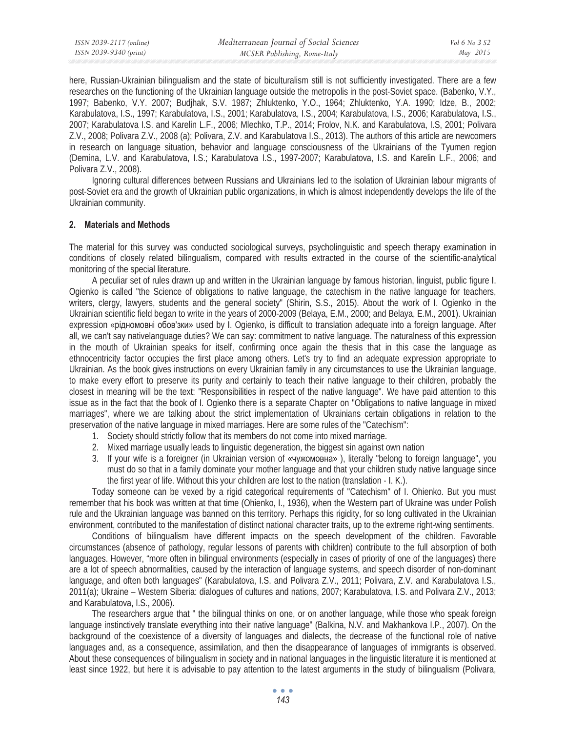here, Russian-Ukrainian bilingualism and the state of biculturalism still is not sufficiently investigated. There are a few researches on the functioning of the Ukrainian language outside the metropolis in the post-Soviet space. (Babenko, V.Y., 1997; Babenko, V.Y. 2007; Budjhak, S.V. 1987; Zhluktenko, Y.O., 1964; Zhluktenko, Y.A. 1990; Idze, B., 2002; Karabulatova, I.S., 1997; Karabulatova, I.S., 2001; Karabulatova, I.S., 2004; Karabulatova, I.S., 2006; Karabulatova, I.S., 2007; Karabulatova I.S. and Karelin L.F., 2006; Mlechko, T.P., 2014; Frolov, N.K. and Karabulatova, I.S, 2001; Polivara Z.V., 2008; Polivara Z.V., 2008 (a); Polivara, Z.V. and Karabulatova I.S., 2013). The authors of this article are newcomers in research on language situation, behavior and language consciousness of the Ukrainians of the Tyumen region (Demina, L.V. and Karabulatova, I.S.; Karabulatova I.S., 1997-2007; Karabulatova, I.S. and Karelin L.F., 2006; and Polivara Z.V., 2008).

Ignoring cultural differences between Russians and Ukrainians led to the isolation of Ukrainian labour migrants of post-Soviet era and the growth of Ukrainian public organizations, in which is almost independently develops the life of the Ukrainian community.

## 2. Materials and Methods

The material for this survey was conducted sociological surveys, psycholinguistic and speech therapy examination in conditions of closely related bilingualism, compared with results extracted in the course of the scientific-analytical monitoring of the special literature.

A peculiar set of rules drawn up and written in the Ukrainian language by famous historian, linguist, public figure I. Ogienko is called "the Science of obligations to native language, the catechism in the native language for teachers, writers, clergy, lawyers, students and the general society" (Shirin, S.S., 2015). About the work of I. Ogienko in the Ukrainian scientific field began to write in the years of 2000-2009 (Belaya, E.M., 2000; and Belaya, E.M., 2001). Ukrainian expression «рідномовні обов'зки» used by I. Ogienko, is difficult to translation adequate into a foreign language. After all, we can't say nativelanguage duties? We can say: commitment to native language. The naturalness of this expression in the mouth of Ukrainian speaks for itself, confirming once again the thesis that in this case the language as ethnocentricity factor occupies the first place among others. Let's try to find an adequate expression appropriate to Ukrainian. As the book gives instructions on every Ukrainian family in any circumstances to use the Ukrainian language, to make every effort to preserve its purity and certainly to teach their native language to their children, probably the closest in meaning will be the text: "Responsibilities in respect of the native language". We have paid attention to this issue as in the fact that the book of I. Ogienko there is a separate Chapter on "Obligations to native language in mixed marriages", where we are talking about the strict implementation of Ukrainians certain obligations in relation to the preservation of the native language in mixed marriages. Here are some rules of the "Catechism":

1. Society should strictly follow that its members do not come into mixed marriage.
2. Mixed marriage usually leads to linguistic degeneration, the biggest sin against own nation
3. If your wife is a foreigner (in Ukrainian version of «чужомовна» ), literally "belong to foreign language", you must do so that in a family dominate your mother language and that your children study native language since the first year of life. Without this your children are lost to the nation (translation - I. K.).

Today someone can be vexed by a rigid categorical requirements of "Catechism" of I. Ohienko. But you must remember that his book was written at that time (Ohienko, I., 1936), when the Western part of Ukraine was under Polish rule and the Ukrainian language was banned on this territory. Perhaps this rigidity, for so long cultivated in the Ukrainian environment, contributed to the manifestation of distinct national character traits, up to the extreme right-wing sentiments.

Conditions of bilingualism have different impacts on the speech development of the children. Favorable circumstances (absence of pathology, regular lessons of parents with children) contribute to the full absorption of both languages. However, "more often in bilingual environments (especially in cases of priority of one of the languages) there are a lot of speech abnormalities, caused by the interaction of language systems, and speech disorder of non-dominant language, and often both languages" (Karabulatova, I.S. and Polivara Z.V., 2011; Polivara, Z.V. and Karabulatova I.S., 2011(a); Ukraine – Western Siberia: dialogues of cultures and nations, 2007; Karabulatova, I.S. and Polivara Z.V., 2013; and Karabulatova, I.S., 2006).

The researchers argue that " the bilingual thinks on one, or on another language, while those who speak foreign language instinctively translate everything into their native language" (Balkina, N.V. and Makhankova I.P., 2007). On the background of the coexistence of a diversity of languages and dialects, the decrease of the functional role of native languages and, as a consequence, assimilation, and then the disappearance of languages of immigrants is observed. About these consequences of bilingualism in society and in national languages in the linguistic literature it is mentioned at least since 1922, but here it is advisable to pay attention to the latest arguments in the study of bilingualism (Polivara,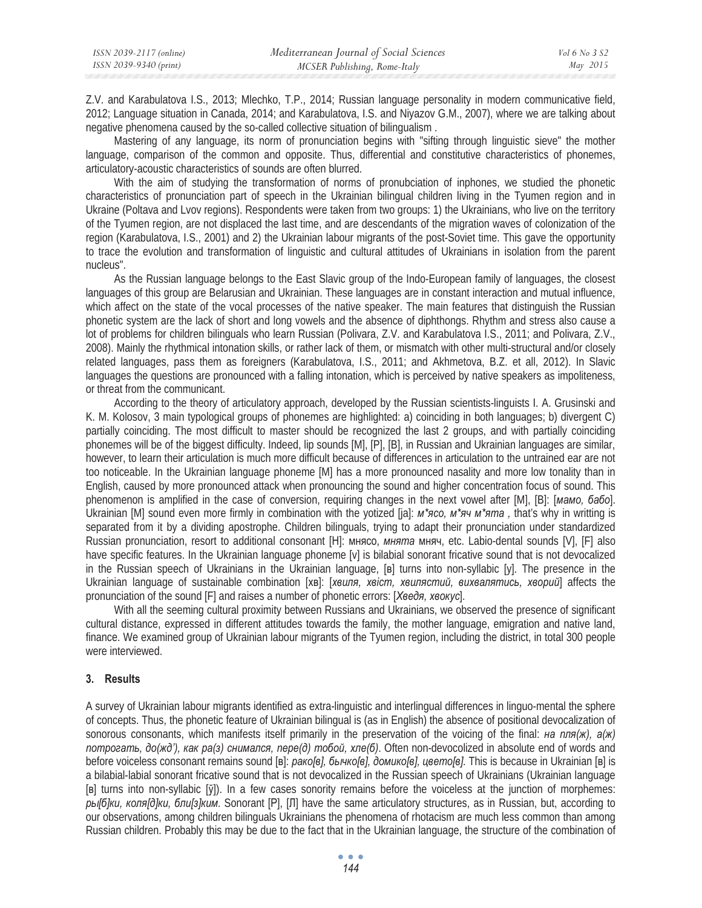Z.V. and Karabulatova I.S., 2013; Mlechko, T.P., 2014; Russian language personality in modern communicative field, 2012; Language situation in Canada, 2014; and Karabulatova, I.S. and Niyazov G.M., 2007), where we are talking about negative phenomena caused by the so-called collective situation of bilingualism .

Mastering of any language, its norm of pronunciation begins with "sifting through linguistic sieve" the mother language, comparison of the common and opposite. Thus, differential and constitutive characteristics of phonemes, articulatory-acoustic characteristics of sounds are often blurred.

With the aim of studying the transformation of norms of pronubciation of inphones, we studied the phonetic characteristics of pronunciation part of speech in the Ukrainian bilingual children living in the Tyumen region and in Ukraine (Poltava and Lvov regions). Respondents were taken from two groups: 1) the Ukrainians, who live on the territory of the Tyumen region, are not displaced the last time, and are descendants of the migration waves of colonization of the region (Karabulatova, I.S., 2001) and 2) the Ukrainian labour migrants of the post-Soviet time. This gave the opportunity to trace the evolution and transformation of linguistic and cultural attitudes of Ukrainians in isolation from the parent nucleus".

As the Russian language belongs to the East Slavic group of the Indo-European family of languages, the closest languages of this group are Belarusian and Ukrainian. These languages are in constant interaction and mutual influence, which affect on the state of the vocal processes of the native speaker. The main features that distinguish the Russian phonetic system are the lack of short and long vowels and the absence of diphthongs. Rhythm and stress also cause a lot of problems for children bilinguals who learn Russian (Polivara, Z.V. and Karabulatova I.S., 2011; and Polivara, Z.V., 2008). Mainly the rhythmical intonation skills, or rather lack of them, or mismatch with other multi-structural and/or closely related languages, pass them as foreigners (Karabulatova, I.S., 2011; and Akhmetova, B.Z. et all, 2012). In Slavic languages the questions are pronounced with a falling intonation, which is perceived by native speakers as impoliteness, or threat from the communicant.

According to the theory of articulatory approach, developed by the Russian scientists-linguists I. A. Grusinski and K. M. Kolosov, 3 main typological groups of phonemes are highlighted: a) coinciding in both languages; b) divergent C) partially coinciding. The most difficult to master should be recognized the last 2 groups, and with partially coinciding phonemes will be of the biggest difficulty. Indeed, lip sounds [M], [P], [B], in Russian and Ukrainian languages are similar, however, to learn their articulation is much more difficult because of differences in articulation to the untrained ear are not too noticeable. In the Ukrainian language phoneme [M] has a more pronounced nasality and more low tonality than in English, caused by more pronounced attack when pronouncing the sound and higher concentration focus of sound. This phenomenon is amplified in the case of conversion, requiring changes in the next vowel after [M], [B]: [*мамо, бабо*]. Ukrainian [M] sound even more firmly in combination with the yotized [ja]: *м\*ясо, м\*яч м\*ята ,* that's why in writting is separated from it by a dividing apostrophe. Children bilinguals, trying to adapt their pronunciation under standardized Russian pronunciation, resort to additional consonant [H]: мнясо, *мнята* мняч, etc. Labio-dental sounds [V], [F] also have specific features. In the Ukrainian language phoneme [v] is bilabial sonorant fricative sound that is not devocalized in the Russian speech of Ukrainians in the Ukrainian language, [в] turns into non-syllabic [y]. The presence in the Ukrainian language of sustainable combination [хв]: [*хвиля, хвіст, хвилястий, вихвалятись, хворий*] affects the pronunciation of the sound [F] and raises a number of phonetic errors: [*Хведя, хвокус*].

With all the seeming cultural proximity between Russians and Ukrainians, we observed the presence of significant cultural distance, expressed in different attitudes towards the family, the mother language, emigration and native land, finance. We examined group of Ukrainian labour migrants of the Tyumen region, including the district, in total 300 people were interviewed.

## 3. Results

A survey of Ukrainian labour migrants identified as extra-linguistic and interlingual differences in linguo-mental the sphere of concepts. Thus, the phonetic feature of Ukrainian bilingual is (as in English) the absence of positional devocalization of sonorous consonants, which manifests itself primarily in the preservation of the voicing of the final: *на пля(ж), а(ж) потрогать, до(жд'), как ра(з) снимался, пере(д) тобой, хле(б)*. Often non-devocolized in absolute end of words and before voiceless consonant remains sound [в]: *рако[в], бычко[в], домико[в], цвето[в].* This is because in Ukrainian [в] is a bilabial-labial sonorant fricative sound that is not devocalized in the Russian speech of Ukrainians (Ukrainian language [в] turns into non-syllabic [ў]). In a few cases sonority remains before the voiceless at the junction of morphemes: *ры[б]ки, коля[д]ки, бли[з]ким*. Sonorant [Р], [Л] have the same articulatory structures, as in Russian, but, according to our observations, among children bilinguals Ukrainians the phenomena of rhotacism are much less common than among Russian children. Probably this may be due to the fact that in the Ukrainian language, the structure of the combination of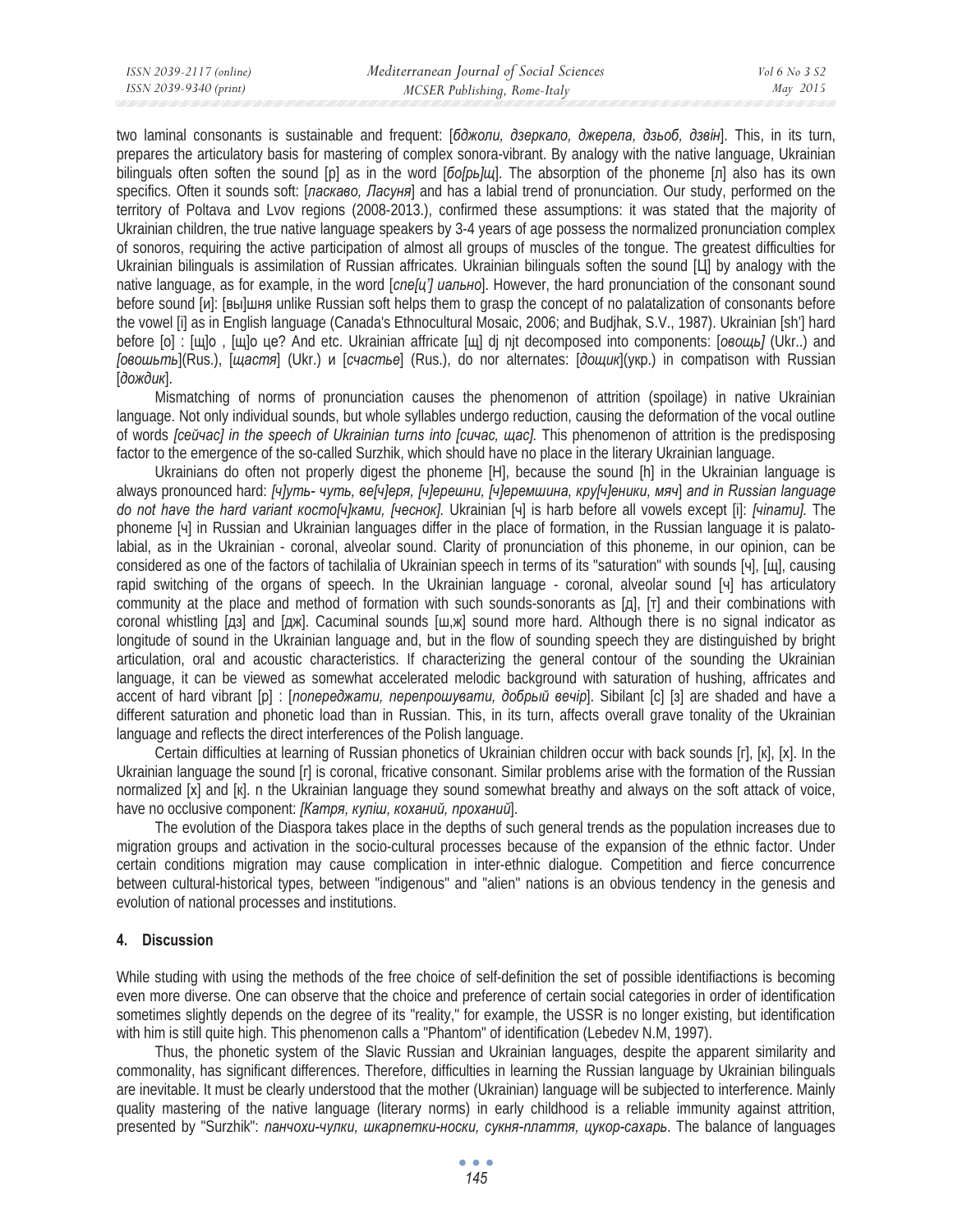two laminal consonants is sustainable and frequent: [*бджоли, дзеркало, джерела, дзьоб, дзвін*]. This, in its turn, prepares the articulatory basis for mastering of complex sonora-vibrant. By analogy with the native language, Ukrainian bilinguals often soften the sound [р] as in the word [*бо[рь]щ*]. The absorption of the phoneme [л] also has its own specifics. Often it sounds soft: [*ласкаво, Ласуня*] and has a labial trend of pronunciation. Our study, performed on the territory of Poltava and Lvov regions (2008-2013.), confirmed these assumptions: it was stated that the majority of Ukrainian children, the true native language speakers by 3-4 years of age possess the normalized pronunciation complex of sonoros, requiring the active participation of almost all groups of muscles of the tongue. The greatest difficulties for Ukrainian bilinguals is assimilation of Russian affricates. Ukrainian bilinguals soften the sound [Ц] by analogy with the native language, as for example, in the word [*спе[ц'] иально*]. However, the hard pronunciation of the consonant sound before sound [и]: [вы]шня unlike Russian soft helps them to grasp the concept of no palatalization of consonants before the vowel [і] as in English language (Canada's Ethnocultural Mosaic, 2006; and Budjhak, S.V., 1987). Ukrainian [sh'] hard before [о] : [щ]о , [щ]о це? And etc. Ukrainian affricate [щ] dj njt decomposed into components: [*овощь]* (Ukr..) and *[овошьть*](Rus.), [*щастя*] (Ukr.) и [*счастье*] (Rus.), do nor alternates: [*дощик*](укр.) in compatison with Russian [*дождик*].

Mismatching of norms of pronunciation causes the phenomenon of attrition (spoilage) in native Ukrainian language. Not only individual sounds, but whole syllables undergo reduction, causing the deformation of the vocal outline of words *[сейчас] in the speech of Ukrainian turns into [сичас, щас].* This phenomenon of attrition is the predisposing factor to the emergence of the so-called Surzhik, which should have no place in the literary Ukrainian language.

Ukrainians do often not properly digest the phoneme [Н], because the sound [h] in the Ukrainian language is always pronounced hard: *[ч]уть- чуть, ве[ч]еря, [ч]ерешни, [ч]еремшина, кру[ч]еники, мяч*] *and in Russian language do not have the hard variant косто[ч]ками, [чеснок].* Ukrainian [ч] is harb before all vowels except [і]: *[чіпати].* The phoneme [ч] in Russian and Ukrainian languages differ in the place of formation, in the Russian language it is palato-labial, as in the Ukrainian - coronal, alveolar sound. Clarity of pronunciation of this phoneme, in our opinion, can be considered as one of the factors of tachilalia of Ukrainian speech in terms of its "saturation" with sounds [ч], [щ], causing rapid switching of the organs of speech. In the Ukrainian language - coronal, alveolar sound [ч] has articulatory community at the place and method of formation with such sounds-sonorants as [д], [т] and their combinations with coronal whistling [дз] and [дж]. Cacuminal sounds [ш,ж] sound more hard. Although there is no signal indicator as longitude of sound in the Ukrainian language and, but in the flow of sounding speech they are distinguished by bright articulation, oral and acoustic characteristics. If characterizing the general contour of the sounding the Ukrainian language, it can be viewed as somewhat accelerated melodic background with saturation of hushing, affricates and accent of hard vibrant [р] : [*попереджати, перепрошувати, добрый вечір*]. Sibilant [с] [з] are shaded and have a different saturation and phonetic load than in Russian. This, in its turn, affects overall grave tonality of the Ukrainian language and reflects the direct interferences of the Polish language.

Certain difficulties at learning of Russian phonetics of Ukrainian children occur with back sounds [г], [к], [х]. In the Ukrainian language the sound [г] is coronal, fricative consonant. Similar problems arise with the formation of the Russian normalized [х] and [к]. n the Ukrainian language they sound somewhat breathy and always on the soft attack of voice, have no occlusive component: *[Катря, куліш, коханий, проханий*].

The evolution of the Diaspora takes place in the depths of such general trends as the population increases due to migration groups and activation in the socio-cultural processes because of the expansion of the ethnic factor. Under certain conditions migration may cause complication in inter-ethnic dialogue. Competition and fierce concurrence between cultural-historical types, between "indigenous" and "alien" nations is an obvious tendency in the genesis and evolution of national processes and institutions.

## 4. Discussion

While studing with using the methods of the free choice of self-definition the set of possible identifiactions is becoming even more diverse. One can observe that the choice and preference of certain social categories in order of identification sometimes slightly depends on the degree of its "reality," for example, the USSR is no longer existing, but identification with him is still quite high. This phenomenon calls a "Phantom" of identification (Lebedev N.M, 1997).

Thus, the phonetic system of the Slavic Russian and Ukrainian languages, despite the apparent similarity and commonality, has significant differences. Therefore, difficulties in learning the Russian language by Ukrainian bilinguals are inevitable. It must be clearly understood that the mother (Ukrainian) language will be subjected to interference. Mainly quality mastering of the native language (literary norms) in early childhood is a reliable immunity against attrition, presented by "Surzhik": *панчохи-чулки, шкарпетки-носки, сукня-плаття, цукор-сахарь*. The balance of languages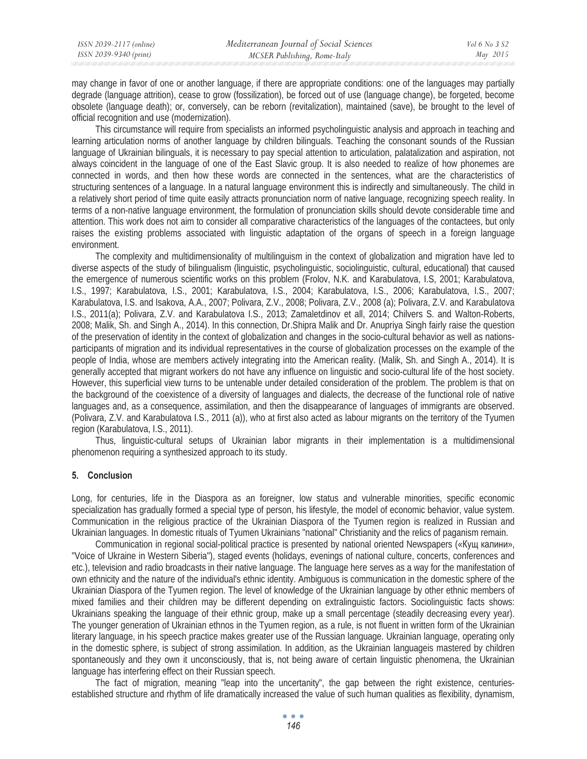may change in favor of one or another language, if there are appropriate conditions: one of the languages may partially degrade (language attrition), cease to grow (fossilization), be forced out of use (language change), be forgeted, become obsolete (language death); or, conversely, can be reborn (revitalization), maintained (save), be brought to the level of official recognition and use (modernization).

This circumstance will require from specialists an informed psycholinguistic analysis and approach in teaching and learning articulation norms of another language by children bilinguals. Teaching the consonant sounds of the Russian language of Ukrainian bilinguals, it is necessary to pay special attention to articulation, palatalization and aspiration, not always coincident in the language of one of the East Slavic group. It is also needed to realize of how phonemes are connected in words, and then how these words are connected in the sentences, what are the characteristics of structuring sentences of a language. In a natural language environment this is indirectly and simultaneously. The child in a relatively short period of time quite easily attracts pronunciation norm of native language, recognizing speech reality. In terms of a non-native language environment, the formulation of pronunciation skills should devote considerable time and attention. This work does not aim to consider all comparative characteristics of the languages of the contactees, but only raises the existing problems associated with linguistic adaptation of the organs of speech in a foreign language environment.

The complexity and multidimensionality of multilinguism in the context of globalization and migration have led to diverse aspects of the study of bilingualism (linguistic, psycholinguistic, sociolinguistic, cultural, educational) that caused the emergence of numerous scientific works on this problem (Frolov, N.K. and Karabulatova, I.S, 2001; Karabulatova, I.S., 1997; Karabulatova, I.S., 2001; Karabulatova, I.S., 2004; Karabulatova, I.S., 2006; Karabulatova, I.S., 2007; Karabulatova, I.S. and Isakova, A.A., 2007; Polivara, Z.V., 2008; Polivara, Z.V., 2008 (a); Polivara, Z.V. and Karabulatova I.S., 2011(a); Polivara, Z.V. and Karabulatova I.S., 2013; Zamaletdinov et all, 2014; Chilvers S. and Walton-Roberts, 2008; Malik, Sh. and Singh A., 2014). In this connection, Dr.Shipra Malik and Dr. Anupriya Singh fairly raise the question of the preservation of identity in the context of globalization and changes in the socio-cultural behavior as well as nations-participants of migration and its individual representatives in the course of globalization processes on the example of the people of India, whose are members actively integrating into the American reality. (Malik, Sh. and Singh A., 2014). It is generally accepted that migrant workers do not have any influence on linguistic and socio-cultural life of the host society. However, this superficial view turns to be untenable under detailed consideration of the problem. The problem is that on the background of the coexistence of a diversity of languages and dialects, the decrease of the functional role of native languages and, as a consequence, assimilation, and then the disappearance of languages of immigrants are observed. (Polivara, Z.V. and Karabulatova I.S., 2011 (a)), who at first also acted as labour migrants on the territory of the Tyumen region (Karabulatova, I.S., 2011).

Thus, linguistic-cultural setups of Ukrainian labor migrants in their implementation is a multidimensional phenomenon requiring a synthesized approach to its study.

## 5. Conclusion

Long, for centuries, life in the Diaspora as an foreigner, low status and vulnerable minorities, specific economic specialization has gradually formed a special type of person, his lifestyle, the model of economic behavior, value system. Communication in the religious practice of the Ukrainian Diaspora of the Tyumen region is realized in Russian and Ukrainian languages. In domestic rituals of Tyumen Ukrainians "national" Christianity and the relics of paganism remain.

Communication in regional social-political practice is presented by national oriented Newspapers («Кущ калини», "Voice of Ukraine in Western Siberia"), staged events (holidays, evenings of national culture, concerts, conferences and etc.), television and radio broadcasts in their native language. The language here serves as a way for the manifestation of own ethnicity and the nature of the individual's ethnic identity. Ambiguous is communication in the domestic sphere of the Ukrainian Diaspora of the Tyumen region. The level of knowledge of the Ukrainian language by other ethnic members of mixed families and their children may be different depending on extralinguistic factors. Sociolinguistic facts shows: Ukrainians speaking the language of their ethnic group, make up a small percentage (steadily decreasing every year). The younger generation of Ukrainian ethnos in the Tyumen region, as a rule, is not fluent in written form of the Ukrainian literary language, in his speech practice makes greater use of the Russian language. Ukrainian language, operating only in the domestic sphere, is subject of strong assimilation. In addition, as the Ukrainian languageis mastered by children spontaneously and they own it unconsciously, that is, not being aware of certain linguistic phenomena, the Ukrainian language has interfering effect on their Russian speech.

The fact of migration, meaning "leap into the uncertainty", the gap between the right existence, centuries-established structure and rhythm of life dramatically increased the value of such human qualities as flexibility, dynamism,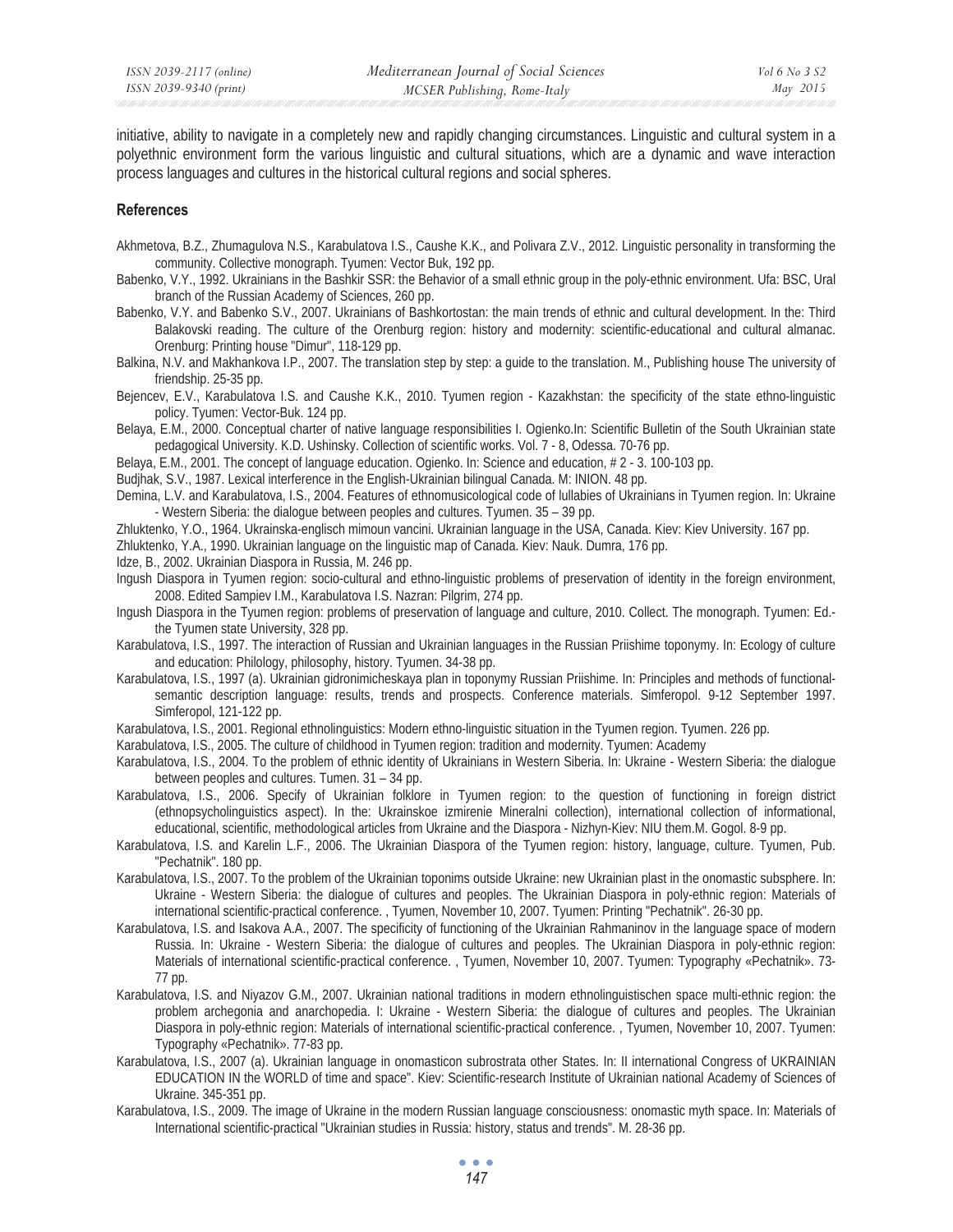initiative, ability to navigate in a completely new and rapidly changing circumstances. Linguistic and cultural system in a polyethnic environment form the various linguistic and cultural situations, which are a dynamic and wave interaction process languages and cultures in the historical cultural regions and social spheres.

## References

Akhmetova, B.Z., Zhumagulova N.S., Karabulatova I.S., Caushe K.K., and Polivara Z.V., 2012. Linguistic personality in transforming the community. Collective monograph. Tyumen: Vector Buk, 192 pp.

Babenko, V.Y., 1992. Ukrainians in the Bashkir SSR: the Behavior of a small ethnic group in the poly-ethnic environment. Ufa: BSC, Ural branch of the Russian Academy of Sciences, 260 pp.

Babenko, V.Y. and Babenko S.V., 2007. Ukrainians of Bashkortostan: the main trends of ethnic and cultural development. In the: Third Balakovski reading. The culture of the Orenburg region: history and modernity: scientific-educational and cultural almanac. Orenburg: Printing house "Dimur", 118-129 pp.

Balkina, N.V. and Makhankova I.P., 2007. The translation step by step: a guide to the translation. M., Publishing house The university of friendship. 25-35 pp.

Bejencev, E.V., Karabulatova I.S. and Caushe K.K., 2010. Tyumen region - Kazakhstan: the specificity of the state ethno-linguistic policy. Tyumen: Vector-Buk. 124 pp.

Belaya, E.M., 2000. Conceptual charter of native language responsibilities I. Ogienko.In: Scientific Bulletin of the South Ukrainian state pedagogical University. K.D. Ushinsky. Collection of scientific works. Vol. 7 - 8, Odessa. 70-76 pp.

Belaya, E.M., 2001. The concept of language education. Ogienko. In: Science and education, # 2 - 3. 100-103 pp.

Budjhak, S.V., 1987. Lexical interference in the English-Ukrainian bilingual Canada. M: INION. 48 pp.

Demina, L.V. and Karabulatova, I.S., 2004. Features of ethnomusicological code of lullabies of Ukrainians in Tyumen region. In: Ukraine - Western Siberia: the dialogue between peoples and cultures. Tyumen. 35 – 39 pp.

Zhluktenko, Y.O., 1964. Ukrainska-englisch mimoun vancini. Ukrainian language in the USA, Canada. Kiev: Kiev University. 167 pp.

Zhluktenko, Y.A., 1990. Ukrainian language on the linguistic map of Canada. Kiev: Nauk. Dumra, 176 pp.

Idze, B., 2002. Ukrainian Diaspora in Russia, M. 246 pp.

Ingush Diaspora in Tyumen region: socio-cultural and ethno-linguistic problems of preservation of identity in the foreign environment, 2008. Edited Sampiev I.M., Karabulatova I.S. Nazran: Pilgrim, 274 pp.

Ingush Diaspora in the Tyumen region: problems of preservation of language and culture, 2010. Collect. The monograph. Tyumen: Ed.- the Tyumen state University, 328 pp.

Karabulatova, I.S., 1997. The interaction of Russian and Ukrainian languages in the Russian Priishime toponymy. In: Ecology of culture and education: Philology, philosophy, history. Tyumen. 34-38 pp.

Karabulatova, I.S., 1997 (a). Ukrainian gidronimicheskaya plan in toponymy Russian Priishime. In: Principles and methods of functional-semantic description language: results, trends and prospects. Conference materials. Simferopol. 9-12 September 1997. Simferopol, 121-122 pp.

Karabulatova, I.S., 2001. Regional ethnolinguistics: Modern ethno-linguistic situation in the Tyumen region. Tyumen. 226 pp.

Karabulatova, I.S., 2005. The culture of childhood in Tyumen region: tradition and modernity. Tyumen: Academy

Karabulatova, I.S., 2004. To the problem of ethnic identity of Ukrainians in Western Siberia. In: Ukraine - Western Siberia: the dialogue between peoples and cultures. Tumen. 31 – 34 pp.

Karabulatova, I.S., 2006. Specify of Ukrainian folklore in Tyumen region: to the question of functioning in foreign district (ethnopsycholinguistics aspect). In the: Ukrainskoe izmirenie Mineralni collection), international collection of informational, educational, scientific, methodological articles from Ukraine and the Diaspora - Nizhyn-Kiev: NIU them.M. Gogol. 8-9 pp.

Karabulatova, I.S. and Karelin L.F., 2006. The Ukrainian Diaspora of the Tyumen region: history, language, culture. Tyumen, Pub. "Pechatnik". 180 pp.

Karabulatova, I.S., 2007. To the problem of the Ukrainian toponims outside Ukraine: new Ukrainian plast in the onomastic subsphere. In: Ukraine - Western Siberia: the dialogue of cultures and peoples. The Ukrainian Diaspora in poly-ethnic region: Materials of international scientific-practical conference. , Tyumen, November 10, 2007. Tyumen: Printing "Pechatnik". 26-30 pp.

Karabulatova, I.S. and Isakova A.A., 2007. The specificity of functioning of the Ukrainian Rahmaninov in the language space of modern Russia. In: Ukraine - Western Siberia: the dialogue of cultures and peoples. The Ukrainian Diaspora in poly-ethnic region: Materials of international scientific-practical conference. , Tyumen, November 10, 2007. Tyumen: Typography «Pechatnik». 73-77 pp.

Karabulatova, I.S. and Niyazov G.M., 2007. Ukrainian national traditions in modern ethnolinguistischen space multi-ethnic region: the problem archegonia and anarchopedia. I: Ukraine - Western Siberia: the dialogue of cultures and peoples. The Ukrainian Diaspora in poly-ethnic region: Materials of international scientific-practical conference. , Tyumen, November 10, 2007. Tyumen: Typography «Pechatnik». 77-83 pp.

Karabulatova, I.S., 2007 (a). Ukrainian language in onomasticon subrostrata other States. In: II international Congress of UKRAINIAN EDUCATION IN the WORLD of time and space". Kiev: Scientific-research Institute of Ukrainian national Academy of Sciences of Ukraine. 345-351 pp.

Karabulatova, I.S., 2009. The image of Ukraine in the modern Russian language consciousness: onomastic myth space. In: Materials of International scientific-practical "Ukrainian studies in Russia: history, status and trends". M. 28-36 pp.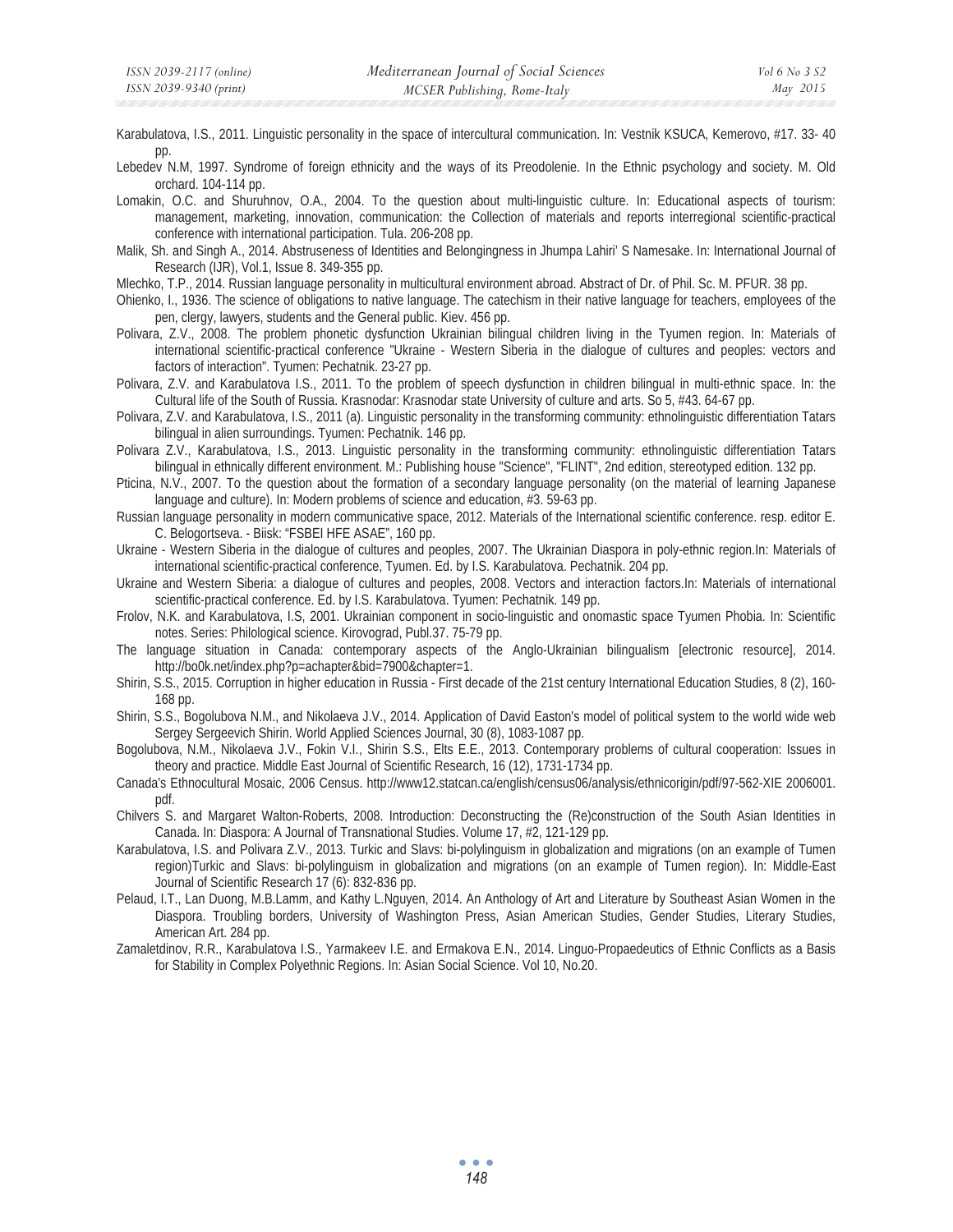Karabulatova, I.S., 2011. Linguistic personality in the space of intercultural communication. In: Vestnik KSUCA, Kemerovo, #17. 33- 40 pp.

Lebedev N.M, 1997. Syndrome of foreign ethnicity and the ways of its Preodolenie. In the Ethnic psychology and society. M. Old orchard. 104-114 pp.

Lomakin, O.C. and Shuruhnov, O.A., 2004. To the question about multi-linguistic culture. In: Educational aspects of tourism: management, marketing, innovation, communication: the Collection of materials and reports interregional scientific-practical conference with international participation. Tula. 206-208 pp.

Malik, Sh. and Singh A., 2014. Abstruseness of Identities and Belongingness in Jhumpa Lahiri' S Namesake. In: International Journal of Research (IJR), Vol.1, Issue 8. 349-355 pp.

Mlechko, T.P., 2014. Russian language personality in multicultural environment abroad. Abstract of Dr. of Phil. Sc. M. PFUR. 38 pp.

Ohienko, I., 1936. The science of obligations to native language. The catechism in their native language for teachers, employees of the pen, clergy, lawyers, students and the General public. Kiev. 456 pp.

Polivara, Z.V., 2008. The problem phonetic dysfunction Ukrainian bilingual children living in the Tyumen region. In: Materials of international scientific-practical conference "Ukraine - Western Siberia in the dialogue of cultures and peoples: vectors and factors of interaction". Tyumen: Pechatnik. 23-27 pp.

Polivara, Z.V. and Karabulatova I.S., 2011. To the problem of speech dysfunction in children bilingual in multi-ethnic space. In: the Cultural life of the South of Russia. Krasnodar: Krasnodar state University of culture and arts. So 5, #43. 64-67 pp.

Polivara, Z.V. and Karabulatova, I.S., 2011 (a). Linguistic personality in the transforming community: ethnolinguistic differentiation Tatars bilingual in alien surroundings. Tyumen: Pechatnik. 146 pp.

Polivara Z.V., Karabulatova, I.S., 2013. Linguistic personality in the transforming community: ethnolinguistic differentiation Tatars bilingual in ethnically different environment. M.: Publishing house "Science", "FLINT", 2nd edition, stereotyped edition. 132 pp.

Pticina, N.V., 2007. To the question about the formation of a secondary language personality (on the material of learning Japanese language and culture). In: Modern problems of science and education, #3. 59-63 pp.

Russian language personality in modern communicative space, 2012. Materials of the International scientific conference. resp. editor E. C. Belogortseva. - Biisk: "FSBEI HFE ASAE", 160 pp.

Ukraine - Western Siberia in the dialogue of cultures and peoples, 2007. The Ukrainian Diaspora in poly-ethnic region.In: Materials of international scientific-practical conference, Tyumen. Ed. by I.S. Karabulatova. Pechatnik. 204 pp.

Ukraine and Western Siberia: a dialogue of cultures and peoples, 2008. Vectors and interaction factors.In: Materials of international scientific-practical conference. Ed. by I.S. Karabulatova. Tyumen: Pechatnik. 149 pp.

Frolov, N.K. and Karabulatova, I.S, 2001. Ukrainian component in socio-linguistic and onomastic space Tyumen Phobia. In: Scientific notes. Series: Philological science. Kirovograd, Publ.37. 75-79 pp.

The language situation in Canada: contemporary aspects of the Anglo-Ukrainian bilingualism [electronic resource], 2014. http://bo0k.net/index.php?p=achapter&bid=7900&chapter=1.

Shirin, S.S., 2015. Corruption in higher education in Russia - First decade of the 21st century International Education Studies, 8 (2), 160-168 pp.

Shirin, S.S., Bogolubova N.M., and Nikolaeva J.V., 2014. Application of David Easton's model of political system to the world wide web Sergey Sergeevich Shirin. World Applied Sciences Journal, 30 (8), 1083-1087 pp.

Bogolubova, N.M., Nikolaeva J.V., Fokin V.I., Shirin S.S., Elts E.E., 2013. Contemporary problems of cultural cooperation: Issues in theory and practice. Middle East Journal of Scientific Research, 16 (12), 1731-1734 pp.

Canada's Ethnocultural Mosaic, 2006 Census. http://www12.statcan.ca/english/census06/analysis/ethnicorigin/pdf/97-562-XIE 2006001.pdf.

Chilvers S. and Margaret Walton-Roberts, 2008. Introduction: Deconstructing the (Re)construction of the South Asian Identities in Canada. In: Diaspora: A Journal of Transnational Studies. Volume 17, #2, 121-129 pp.

Karabulatova, I.S. and Polivara Z.V., 2013. Turkic and Slavs: bi-polylinguism in globalization and migrations (on an example of Tumen region)Turkic and Slavs: bi-polylinguism in globalization and migrations (on an example of Tumen region). In: Middle-East Journal of Scientific Research 17 (6): 832-836 pp.

Pelaud, I.T., Lan Duong, M.B.Lamm, and Kathy L.Nguyen, 2014. An Anthology of Art and Literature by Southeast Asian Women in the Diaspora. Troubling borders, University of Washington Press, Asian American Studies, Gender Studies, Literary Studies, American Art. 284 pp.

Zamaletdinov, R.R., Karabulatova I.S., Yarmakeev I.E. and Ermakova E.N., 2014. Linguo-Propaedeutics of Ethnic Conflicts as a Basis for Stability in Complex Polyethnic Regions. In: Asian Social Science. Vol 10, No.20.